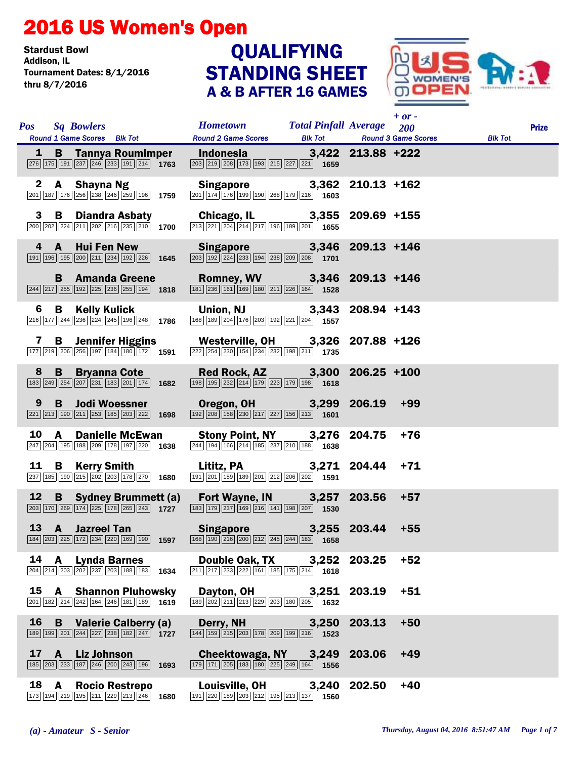# 2016 US Women's Open

**Stardust Bowl**
**Addison, IL**
**Tournament Dates: 8/1/2016 thru 8/7/2016**

## QUALIFYING STANDING SHEET
### A & B AFTER 16 GAMES

| Pos | Sq | Bowlers | Hometown | Total Pinfall | Average | + or - 200 | Prize |
|---|---|---|---|---|---|---|---|
| 1 | B | Tannya Roumimper | Indonesia | 3,422 | 213.88 | +222 | |
| | | Round 1: 276 175 191 237 246 233 191 214 — 1763 | Round 2: 203 219 208 173 193 215 227 221 — 1659 | | | | |
| 2 | A | Shayna Ng | Singapore | 3,362 | 210.13 | +162 | |
| | | Round 1: 201 187 176 256 238 246 259 196 — 1759 | Round 2: 201 174 176 199 190 268 179 216 — 1603 | | | | |
| 3 | B | Diandra Asbaty | Chicago, IL | 3,355 | 209.69 | +155 | |
| | | Round 1: 200 202 224 211 202 216 235 210 — 1700 | Round 2: 213 221 204 214 217 196 189 201 — 1655 | | | | |
| 4 | A | Hui Fen New | Singapore | 3,346 | 209.13 | +146 | |
| | | Round 1: 191 196 195 200 211 234 192 226 — 1645 | Round 2: 203 192 224 233 194 238 209 208 — 1701 | | | | |
| | B | Amanda Greene | Romney, WV | 3,346 | 209.13 | +146 | |
| | | Round 1: 244 217 255 192 225 236 255 194 — 1818 | Round 2: 181 236 161 169 180 211 226 164 — 1528 | | | | |
| 6 | B | Kelly Kulick | Union, NJ | 3,343 | 208.94 | +143 | |
| | | Round 1: 216 177 244 236 224 245 196 248 — 1786 | Round 2: 168 189 204 176 203 192 221 204 — 1557 | | | | |
| 7 | B | Jennifer Higgins | Westerville, OH | 3,326 | 207.88 | +126 | |
| | | Round 1: 177 219 206 256 197 184 180 172 — 1591 | Round 2: 222 254 230 154 234 232 198 211 — 1735 | | | | |
| 8 | B | Bryanna Cote | Red Rock, AZ | 3,300 | 206.25 | +100 | |
| | | Round 1: 183 249 254 207 231 183 201 174 — 1682 | Round 2: 198 195 232 214 179 223 179 198 — 1618 | | | | |
| 9 | B | Jodi Woessner | Oregon, OH | 3,299 | 206.19 | +99 | |
| | | Round 1: 221 213 190 211 253 185 203 222 — 1698 | Round 2: 192 208 158 230 217 227 156 213 — 1601 | | | | |
| 10 | A | Danielle McEwan | Stony Point, NY | 3,276 | 204.75 | +76 | |
| | | Round 1: 247 204 195 188 209 178 197 220 — 1638 | Round 2: 244 194 166 214 185 237 210 188 — 1638 | | | | |
| 11 | B | Kerry Smith | Lititz, PA | 3,271 | 204.44 | +71 | |
| | | Round 1: 237 185 190 215 202 203 178 270 — 1680 | Round 2: 191 201 189 189 201 212 206 202 — 1591 | | | | |
| 12 | B | Sydney Brummett (a) | Fort Wayne, IN | 3,257 | 203.56 | +57 | |
| | | Round 1: 203 170 269 174 225 178 265 243 — 1727 | Round 2: 183 179 237 169 216 141 198 207 — 1530 | | | | |
| 13 | A | Jazreel Tan | Singapore | 3,255 | 203.44 | +55 | |
| | | Round 1: 184 203 225 172 234 220 169 190 — 1597 | Round 2: 168 190 216 200 212 245 244 183 — 1658 | | | | |
| 14 | A | Lynda Barnes | Double Oak, TX | 3,252 | 203.25 | +52 | |
| | | Round 1: 204 214 203 202 237 203 188 183 — 1634 | Round 2: 211 217 233 222 161 185 175 214 — 1618 | | | | |
| 15 | A | Shannon Pluhowsky | Dayton, OH | 3,251 | 203.19 | +51 | |
| | | Round 1: 201 182 214 242 164 246 181 189 — 1619 | Round 2: 189 202 211 213 229 203 180 205 — 1632 | | | | |
| 16 | B | Valerie Calberry (a) | Derry, NH | 3,250 | 203.13 | +50 | |
| | | Round 1: 189 199 201 244 227 238 182 247 — 1727 | Round 2: 144 159 215 203 178 209 199 216 — 1523 | | | | |
| 17 | A | Liz Johnson | Cheektowaga, NY | 3,249 | 203.06 | +49 | |
| | | Round 1: 185 203 233 187 246 200 243 196 — 1693 | Round 2: 179 171 205 183 180 225 249 164 — 1556 | | | | |
| 18 | A | Rocio Restrepo | Louisville, OH | 3,240 | 202.50 | +40 | |
| | | Round 1: 173 194 219 195 211 229 213 246 — 1680 | Round 2: 191 220 189 203 212 195 213 137 — 1560 | | | | |

*(a) - Amateur S - Senior*

*Thursday, August 04, 2016 8:51:47 AM*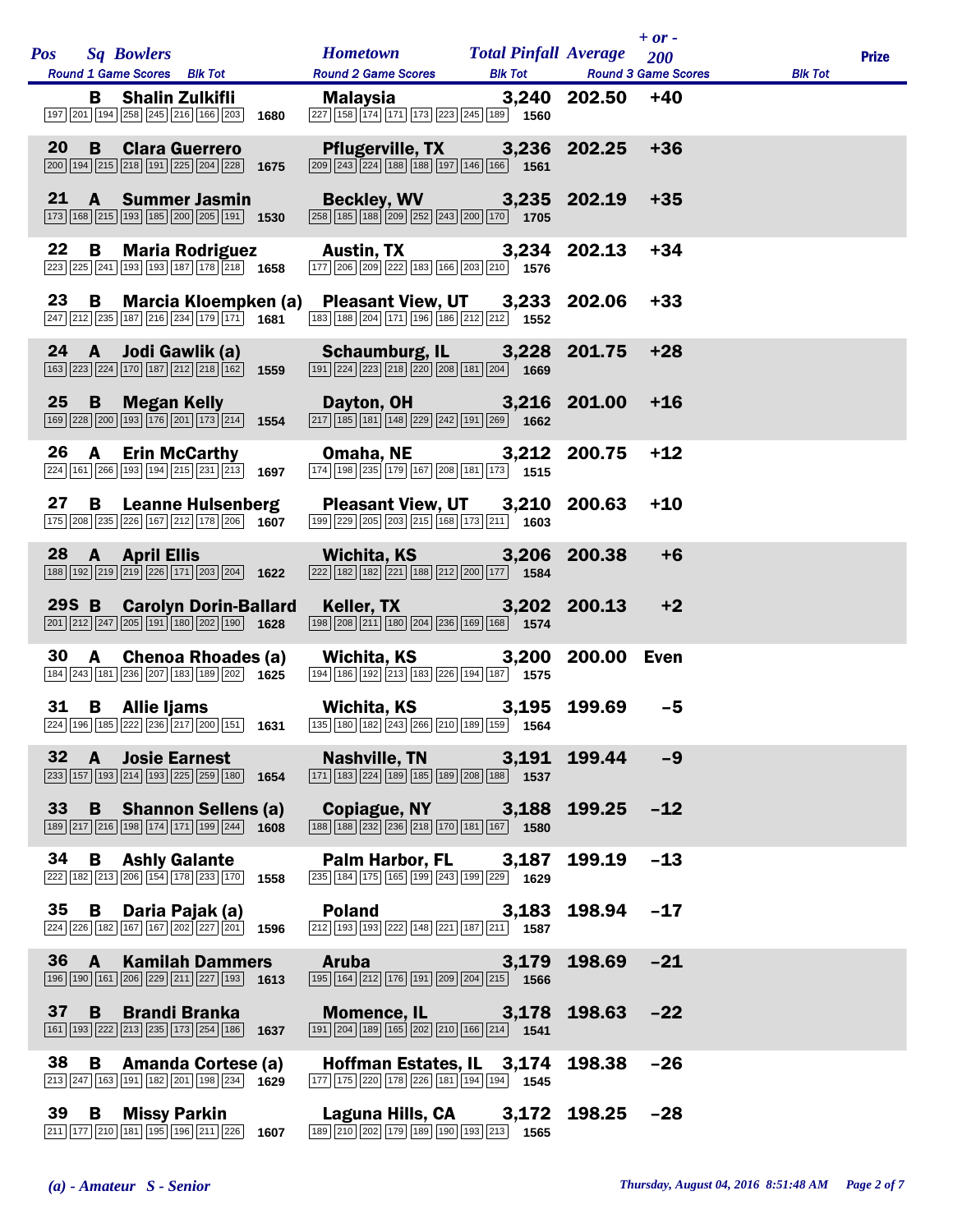| Pos | Sq | Bowlers | Hometown | Total Pinfall | Average | + or - 200 | Prize |
|---|---|---|---|---|---|---|---|
| | | Round 1 Game Scores / Blk Tot | Round 2 Game Scores / Blk Tot | Round 3 Game Scores / Blk Tot | | | |
| | B | Shalin Zulkifli | Malaysia | 3,240 | 202.50 | +40 | |
| | | 197 201 194 258 245 216 166 203 / 1680 | 227 158 174 171 173 223 245 189 / 1560 | | | | |
| 20 | B | Clara Guerrero | Pflugerville, TX | 3,236 | 202.25 | +36 | |
| | | 200 194 215 218 191 225 204 228 / 1675 | 209 243 224 188 188 197 146 166 / 1561 | | | | |
| 21 | A | Summer Jasmin | Beckley, WV | 3,235 | 202.19 | +35 | |
| | | 173 168 215 193 185 200 205 191 / 1530 | 258 185 188 209 252 243 200 170 / 1705 | | | | |
| 22 | B | Maria Rodriguez | Austin, TX | 3,234 | 202.13 | +34 | |
| | | 223 225 241 193 193 187 178 218 / 1658 | 177 206 209 222 183 166 203 210 / 1576 | | | | |
| 23 | B | Marcia Kloempken (a) | Pleasant View, UT | 3,233 | 202.06 | +33 | |
| | | 247 212 235 187 216 234 179 171 / 1681 | 183 188 204 171 196 186 212 212 / 1552 | | | | |
| 24 | A | Jodi Gawlik (a) | Schaumburg, IL | 3,228 | 201.75 | +28 | |
| | | 163 223 224 170 187 212 218 162 / 1559 | 191 224 223 218 220 208 181 204 / 1669 | | | | |
| 25 | B | Megan Kelly | Dayton, OH | 3,216 | 201.00 | +16 | |
| | | 169 228 200 193 176 201 173 214 / 1554 | 217 185 181 148 229 242 191 269 / 1662 | | | | |
| 26 | A | Erin McCarthy | Omaha, NE | 3,212 | 200.75 | +12 | |
| | | 224 161 266 193 194 215 231 213 / 1697 | 174 198 235 179 167 208 181 173 / 1515 | | | | |
| 27 | B | Leanne Hulsenberg | Pleasant View, UT | 3,210 | 200.63 | +10 | |
| | | 175 208 235 226 167 212 178 206 / 1607 | 199 229 205 203 215 168 173 211 / 1603 | | | | |
| 28 | A | April Ellis | Wichita, KS | 3,206 | 200.38 | +6 | |
| | | 188 192 219 219 226 171 203 204 / 1622 | 222 182 182 221 188 212 200 177 / 1584 | | | | |
| 29S | B | Carolyn Dorin-Ballard | Keller, TX | 3,202 | 200.13 | +2 | |
| | | 201 212 247 205 191 180 202 190 / 1628 | 198 208 211 180 204 236 169 168 / 1574 | | | | |
| 30 | A | Chenoa Rhoades (a) | Wichita, KS | 3,200 | 200.00 | Even | |
| | | 184 243 181 236 207 183 189 202 / 1625 | 194 186 192 213 183 226 194 187 / 1575 | | | | |
| 31 | B | Allie Ijams | Wichita, KS | 3,195 | 199.69 | −5 | |
| | | 224 196 185 222 236 217 200 151 / 1631 | 135 180 182 243 266 210 189 159 / 1564 | | | | |
| 32 | A | Josie Earnest | Nashville, TN | 3,191 | 199.44 | −9 | |
| | | 233 157 193 214 193 225 259 180 / 1654 | 171 183 224 189 185 189 208 188 / 1537 | | | | |
| 33 | B | Shannon Sellens (a) | Copiague, NY | 3,188 | 199.25 | −12 | |
| | | 189 217 216 198 174 171 199 244 / 1608 | 188 188 232 236 218 170 181 167 / 1580 | | | | |
| 34 | B | Ashly Galante | Palm Harbor, FL | 3,187 | 199.19 | −13 | |
| | | 222 182 213 206 154 178 233 170 / 1558 | 235 184 175 165 199 243 199 229 / 1629 | | | | |
| 35 | B | Daria Pajak (a) | Poland | 3,183 | 198.94 | −17 | |
| | | 224 226 182 167 167 202 227 201 / 1596 | 212 193 193 222 148 221 187 211 / 1587 | | | | |
| 36 | A | Kamilah Dammers | Aruba | 3,179 | 198.69 | −21 | |
| | | 196 190 161 206 229 211 227 193 / 1613 | 195 164 212 176 191 209 204 215 / 1566 | | | | |
| 37 | B | Brandi Branka | Momence, IL | 3,178 | 198.63 | −22 | |
| | | 161 193 222 213 235 173 254 186 / 1637 | 191 204 189 165 202 210 166 214 / 1541 | | | | |
| 38 | B | Amanda Cortese (a) | Hoffman Estates, IL | 3,174 | 198.38 | −26 | |
| | | 213 247 163 191 182 201 198 234 / 1629 | 177 175 220 178 226 181 194 194 / 1545 | | | | |
| 39 | B | Missy Parkin | Laguna Hills, CA | 3,172 | 198.25 | −28 | |
| | | 211 177 210 181 195 196 211 226 / 1607 | 189 210 202 179 189 190 193 213 / 1565 | | | | |

*(a) - Amateur S - Senior*

*Thursday, August 04, 2016 8:51:48 AM*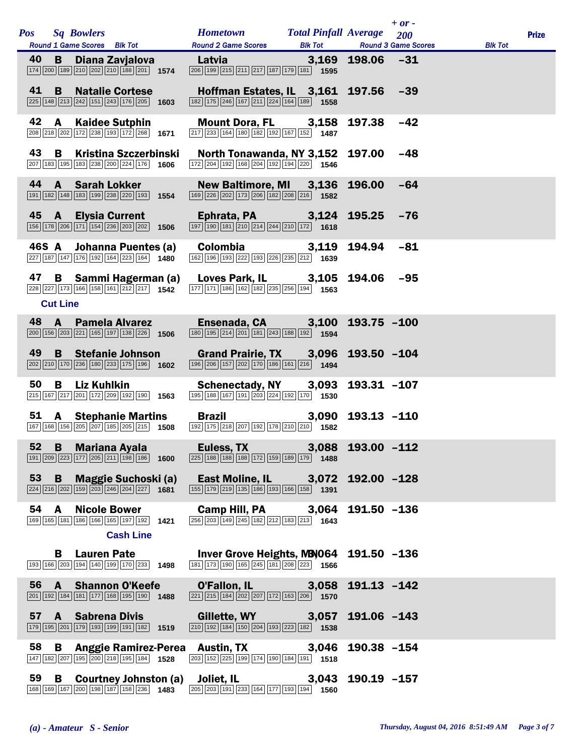| Pos | Sq | Bowlers | Hometown | Total Pinfall | Average | + or - 200 | Prize |
|---|---|---|---|---|---|---|---|
| | | Round 1 Game Scores / Blk Tot | Round 2 Game Scores / Blk Tot | | | Round 3 Game Scores / Blk Tot | |
| 40 | B | Diana Zavjalova | Latvia | 3,169 | 198.06 | -31 | |
| | | 174 200 189 210 202 210 188 201 1574 | 206 199 215 211 217 187 179 181 1595 | | | | |
| 41 | B | Natalie Cortese | Hoffman Estates, IL | 3,161 | 197.56 | -39 | |
| | | 225 148 213 242 151 243 176 205 1603 | 182 175 246 167 211 224 164 189 1558 | | | | |
| 42 | A | Kaidee Sutphin | Mount Dora, FL | 3,158 | 197.38 | -42 | |
| | | 208 218 202 172 238 193 172 268 1671 | 217 233 164 180 182 192 167 152 1487 | | | | |
| 43 | B | Kristina Szczerbinski | North Tonawanda, NY | 3,152 | 197.00 | -48 | |
| | | 207 183 195 183 238 200 224 176 1606 | 172 204 192 168 204 192 194 220 1546 | | | | |
| 44 | A | Sarah Lokker | New Baltimore, MI | 3,136 | 196.00 | -64 | |
| | | 191 182 148 183 199 238 220 193 1554 | 169 226 202 173 206 182 208 216 1582 | | | | |
| 45 | A | Elysia Current | Ephrata, PA | 3,124 | 195.25 | -76 | |
| | | 156 178 206 171 154 236 203 202 1506 | 197 190 181 210 214 244 210 172 1618 | | | | |
| 46S | A | Johanna Puentes (a) | Colombia | 3,119 | 194.94 | -81 | |
| | | 227 187 147 176 192 164 223 164 1480 | 162 196 193 222 193 226 235 212 1639 | | | | |
| 47 | B | Sammi Hagerman (a) | Loves Park, IL | 3,105 | 194.06 | -95 | |
| | | 228 227 173 166 158 161 212 217 1542 | 177 171 186 162 182 235 256 194 1563 | | | | |
| | | **Cut Line** | | | | | |
| 48 | A | Pamela Alvarez | Ensenada, CA | 3,100 | 193.75 | -100 | |
| | | 200 156 203 221 165 197 138 226 1506 | 180 195 214 201 181 243 188 192 1594 | | | | |
| 49 | B | Stefanie Johnson | Grand Prairie, TX | 3,096 | 193.50 | -104 | |
| | | 202 210 170 236 180 233 175 196 1602 | 196 206 157 202 170 186 161 216 1494 | | | | |
| 50 | B | Liz Kuhlkin | Schenectady, NY | 3,093 | 193.31 | -107 | |
| | | 215 167 217 201 172 209 192 190 1563 | 195 188 167 191 203 224 192 170 1530 | | | | |
| 51 | A | Stephanie Martins | Brazil | 3,090 | 193.13 | -110 | |
| | | 167 168 156 205 207 185 205 215 1508 | 192 175 218 207 192 178 210 210 1582 | | | | |
| 52 | B | Mariana Ayala | Euless, TX | 3,088 | 193.00 | -112 | |
| | | 191 209 223 177 205 211 198 186 1600 | 225 188 188 188 172 159 189 179 1488 | | | | |
| 53 | B | Maggie Suchoski (a) | East Moline, IL | 3,072 | 192.00 | -128 | |
| | | 224 216 202 159 203 246 204 227 1681 | 155 179 219 135 186 193 166 158 1391 | | | | |
| 54 | A | Nicole Bower | Camp Hill, PA | 3,064 | 191.50 | -136 | |
| | | 169 165 181 186 166 165 197 192 1421 | 256 203 149 245 182 212 183 213 1643 | | | | |
| | | **Cash Line** | | | | | |
| | B | Lauren Pate | Inver Grove Heights, MN | 3,064 | 191.50 | -136 | |
| | | 193 166 203 194 140 199 170 233 1498 | 181 173 190 165 245 181 208 223 1566 | | | | |
| 56 | A | Shannon O'Keefe | O'Fallon, IL | 3,058 | 191.13 | -142 | |
| | | 201 192 184 181 177 168 195 190 1488 | 221 215 184 202 207 172 163 206 1570 | | | | |
| 57 | A | Sabrena Divis | Gillette, WY | 3,057 | 191.06 | -143 | |
| | | 179 195 201 179 193 199 191 182 1519 | 210 192 184 150 204 193 223 182 1538 | | | | |
| 58 | B | Anggie Ramirez-Perea | Austin, TX | 3,046 | 190.38 | -154 | |
| | | 147 182 207 195 200 218 195 184 1528 | 203 152 225 199 174 190 184 191 1518 | | | | |
| 59 | B | Courtney Johnston (a) | Joliet, IL | 3,043 | 190.19 | -157 | |
| | | 168 169 167 200 198 187 158 236 1483 | 205 203 191 233 164 177 193 194 1560 | | | | |

*(a) - Amateur S - Senior*

*Thursday, August 04, 2016 8:51:49 AM*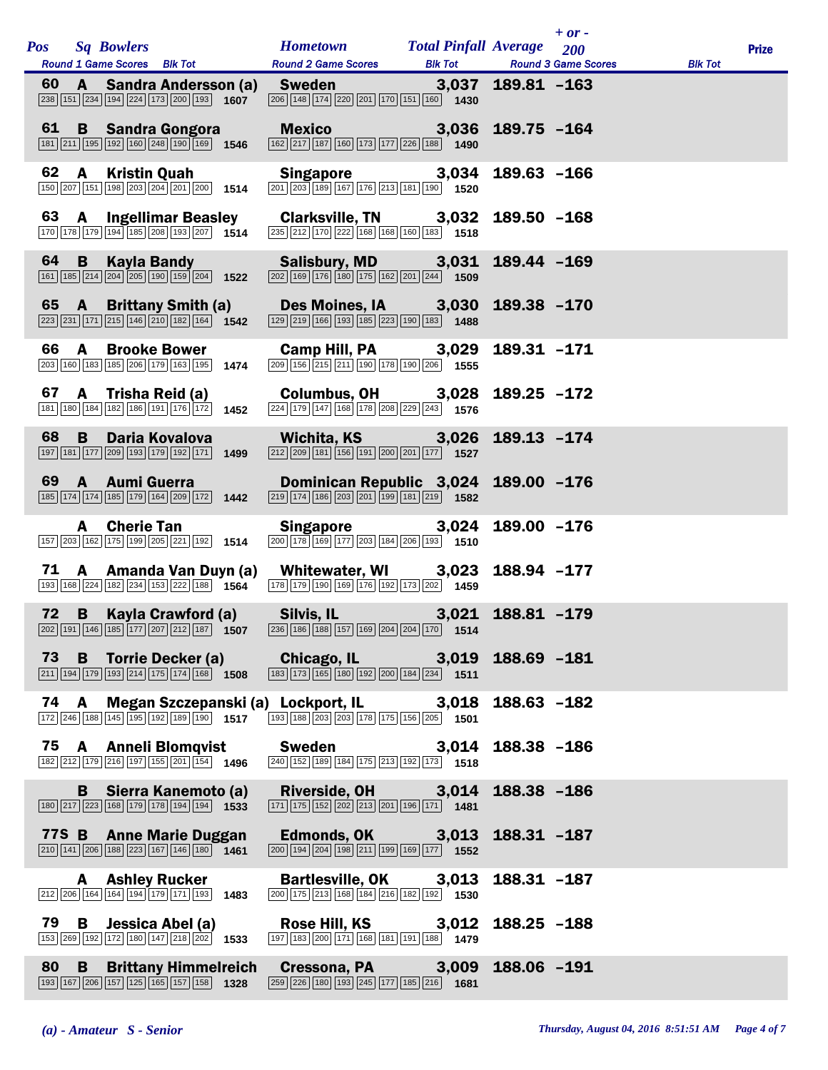| Pos | Sq | Bowlers | Hometown | Total Pinfall | Average | + or - 200 | Prize |
|---|---|---|---|---|---|---|---|
| | | Round 1 Game Scores / Blk Tot | Round 2 Game Scores / Blk Tot | | | Round 3 Game Scores / Blk Tot | |
| 60 | A | Sandra Andersson (a) | Sweden | 3,037 | 189.81 | -163 | |
| | | 238 151 234 194 224 173 200 193 / 1607 | 206 148 174 220 201 170 151 160 / 1430 | | | | |
| 61 | B | Sandra Gongora | Mexico | 3,036 | 189.75 | -164 | |
| | | 181 211 195 192 160 248 190 169 / 1546 | 162 217 187 160 173 177 226 188 / 1490 | | | | |
| 62 | A | Kristin Quah | Singapore | 3,034 | 189.63 | -166 | |
| | | 150 207 151 198 203 204 201 200 / 1514 | 201 203 189 167 176 213 181 190 / 1520 | | | | |
| 63 | A | Ingellimar Beasley | Clarksville, TN | 3,032 | 189.50 | -168 | |
| | | 170 178 179 194 185 208 193 207 / 1514 | 235 212 170 222 168 168 160 183 / 1518 | | | | |
| 64 | B | Kayla Bandy | Salisbury, MD | 3,031 | 189.44 | -169 | |
| | | 161 185 214 204 205 190 159 204 / 1522 | 202 169 176 180 175 162 201 244 / 1509 | | | | |
| 65 | A | Brittany Smith (a) | Des Moines, IA | 3,030 | 189.38 | -170 | |
| | | 223 231 171 215 146 210 182 164 / 1542 | 129 219 166 193 185 223 190 183 / 1488 | | | | |
| 66 | A | Brooke Bower | Camp Hill, PA | 3,029 | 189.31 | -171 | |
| | | 203 160 183 185 206 179 163 195 / 1474 | 209 156 215 211 190 178 190 206 / 1555 | | | | |
| 67 | A | Trisha Reid (a) | Columbus, OH | 3,028 | 189.25 | -172 | |
| | | 181 180 184 182 186 191 176 172 / 1452 | 224 179 147 168 178 208 229 243 / 1576 | | | | |
| 68 | B | Daria Kovalova | Wichita, KS | 3,026 | 189.13 | -174 | |
| | | 197 181 177 209 193 179 192 171 / 1499 | 212 209 181 156 191 200 201 177 / 1527 | | | | |
| 69 | A | Aumi Guerra | Dominican Republic | 3,024 | 189.00 | -176 | |
| | | 185 174 174 185 179 164 209 172 / 1442 | 219 174 186 203 201 199 181 219 / 1582 | | | | |
| | A | Cherie Tan | Singapore | 3,024 | 189.00 | -176 | |
| | | 157 203 162 175 199 205 221 192 / 1514 | 200 178 169 177 203 184 206 193 / 1510 | | | | |
| 71 | A | Amanda Van Duyn (a) | Whitewater, WI | 3,023 | 188.94 | -177 | |
| | | 193 168 224 182 234 153 222 188 / 1564 | 178 179 190 169 176 192 173 202 / 1459 | | | | |
| 72 | B | Kayla Crawford (a) | Silvis, IL | 3,021 | 188.81 | -179 | |
| | | 202 191 146 185 177 207 212 187 / 1507 | 236 186 188 157 169 204 204 170 / 1514 | | | | |
| 73 | B | Torrie Decker (a) | Chicago, IL | 3,019 | 188.69 | -181 | |
| | | 211 194 179 193 214 175 174 168 / 1508 | 183 173 165 180 192 200 184 234 / 1511 | | | | |
| 74 | A | Megan Szczepanski (a) | Lockport, IL | 3,018 | 188.63 | -182 | |
| | | 172 246 188 145 195 192 189 190 / 1517 | 193 188 203 203 178 175 156 205 / 1501 | | | | |
| 75 | A | Anneli Blomqvist | Sweden | 3,014 | 188.38 | -186 | |
| | | 182 212 179 216 197 155 201 154 / 1496 | 240 152 189 184 175 213 192 173 / 1518 | | | | |
| | B | Sierra Kanemoto (a) | Riverside, OH | 3,014 | 188.38 | -186 | |
| | | 180 217 223 168 179 178 194 194 / 1533 | 171 175 152 202 213 201 196 171 / 1481 | | | | |
| 77S | B | Anne Marie Duggan | Edmonds, OK | 3,013 | 188.31 | -187 | |
| | | 210 141 206 188 223 167 146 180 / 1461 | 200 194 204 198 211 199 169 177 / 1552 | | | | |
| | A | Ashley Rucker | Bartlesville, OK | 3,013 | 188.31 | -187 | |
| | | 212 206 164 164 194 179 171 193 / 1483 | 200 175 213 168 184 216 182 192 / 1530 | | | | |
| 79 | B | Jessica Abel (a) | Rose Hill, KS | 3,012 | 188.25 | -188 | |
| | | 153 269 192 172 180 147 218 202 / 1533 | 197 183 200 171 168 181 191 188 / 1479 | | | | |
| 80 | B | Brittany Himmelreich | Cressona, PA | 3,009 | 188.06 | -191 | |
| | | 193 167 206 157 125 165 157 158 / 1328 | 259 226 180 193 245 177 185 216 / 1681 | | | | |

*(a) - Amateur S - Senior*

*Thursday, August 04, 2016 8:51:51 AM*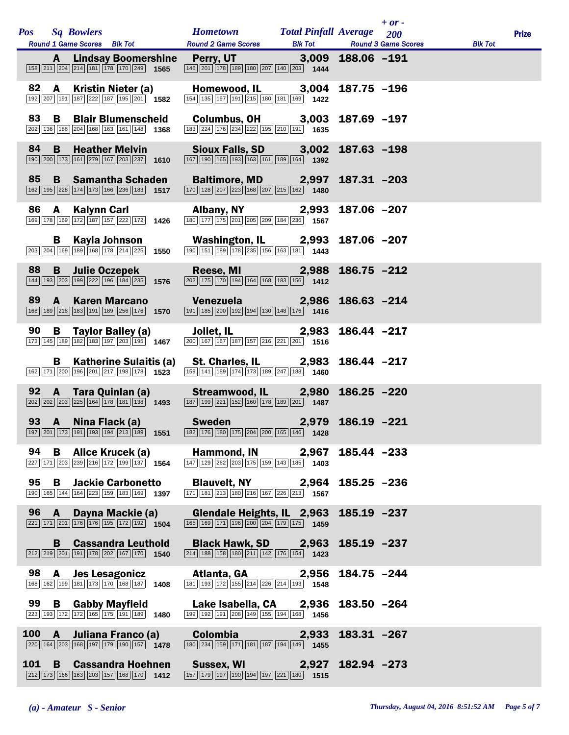| Pos | Sq | Bowlers | Round 1 Game Scores | Blk Tot | Hometown | Round 2 Game Scores | Blk Tot | Total Pinfall | Average | + or - 200 | Round 3 Game Scores | Blk Tot | Prize |
|---|---|---|---|---|---|---|---|---|---|---|---|---|---|
| | A | Lindsay Boomershine | 158 211 204 214 181 178 170 249 | 1565 | Perry, UT | 146 201 178 189 180 207 140 203 | 1444 | 3,009 | 188.06 | -191 | | | |
| 82 | A | Kristin Nieter (a) | 192 207 191 187 222 187 195 201 | 1582 | Homewood, IL | 154 135 197 191 215 180 181 169 | 1422 | 3,004 | 187.75 | -196 | | | |
| 83 | B | Blair Blumenscheid | 202 136 186 204 168 163 161 148 | 1368 | Columbus, OH | 183 224 176 234 222 195 210 191 | 1635 | 3,003 | 187.69 | -197 | | | |
| 84 | B | Heather Melvin | 190 200 173 161 279 167 203 237 | 1610 | Sioux Falls, SD | 167 190 165 193 163 161 189 164 | 1392 | 3,002 | 187.63 | -198 | | | |
| 85 | B | Samantha Schaden | 162 195 228 174 173 166 236 183 | 1517 | Baltimore, MD | 170 128 207 223 168 207 215 162 | 1480 | 2,997 | 187.31 | -203 | | | |
| 86 | A | Kalynn Carl | 169 178 169 172 187 157 222 172 | 1426 | Albany, NY | 180 177 175 201 205 209 184 236 | 1567 | 2,993 | 187.06 | -207 | | | |
| | B | Kayla Johnson | 203 204 169 189 168 178 214 225 | 1550 | Washington, IL | 190 151 189 178 235 156 163 181 | 1443 | 2,993 | 187.06 | -207 | | | |
| 88 | B | Julie Oczepek | 144 193 203 199 222 196 184 235 | 1576 | Reese, MI | 202 175 170 194 164 168 183 156 | 1412 | 2,988 | 186.75 | -212 | | | |
| 89 | A | Karen Marcano | 168 189 218 183 191 189 256 176 | 1570 | Venezuela | 191 185 200 192 194 130 148 176 | 1416 | 2,986 | 186.63 | -214 | | | |
| 90 | B | Taylor Bailey (a) | 173 145 189 182 183 197 203 195 | 1467 | Joliet, IL | 200 167 167 187 157 216 221 201 | 1516 | 2,983 | 186.44 | -217 | | | |
| | B | Katherine Sulaitis (a) | 162 171 200 196 201 217 198 178 | 1523 | St. Charles, IL | 159 141 189 174 173 189 247 188 | 1460 | 2,983 | 186.44 | -217 | | | |
| 92 | A | Tara Quinlan (a) | 202 202 203 225 164 178 181 138 | 1493 | Streamwood, IL | 187 199 221 152 160 178 189 201 | 1487 | 2,980 | 186.25 | -220 | | | |
| 93 | A | Nina Flack (a) | 197 201 173 191 193 194 213 189 | 1551 | Sweden | 182 176 180 175 204 200 165 146 | 1428 | 2,979 | 186.19 | -221 | | | |
| 94 | B | Alice Krucek (a) | 227 171 203 239 216 172 199 137 | 1564 | Hammond, IN | 147 129 262 203 175 159 143 185 | 1403 | 2,967 | 185.44 | -233 | | | |
| 95 | B | Jackie Carbonetto | 190 165 144 164 223 159 183 169 | 1397 | Blauvelt, NY | 171 181 213 180 216 167 226 213 | 1567 | 2,964 | 185.25 | -236 | | | |
| 96 | A | Dayna Mackie (a) | 221 171 201 176 176 195 172 192 | 1504 | Glendale Heights, IL | 165 169 171 196 200 204 179 175 | 1459 | 2,963 | 185.19 | -237 | | | |
| | B | Cassandra Leuthold | 212 219 201 191 178 202 167 170 | 1540 | Black Hawk, SD | 214 188 158 180 211 142 176 154 | 1423 | 2,963 | 185.19 | -237 | | | |
| 98 | A | Jes Lesagonicz | 168 162 199 181 173 170 168 187 | 1408 | Atlanta, GA | 181 193 172 155 214 226 214 193 | 1548 | 2,956 | 184.75 | -244 | | | |
| 99 | B | Gabby Mayfield | 223 193 172 172 165 175 191 189 | 1480 | Lake Isabella, CA | 199 192 191 208 149 155 194 168 | 1456 | 2,936 | 183.50 | -264 | | | |
| 100 | A | Juliana Franco (a) | 220 164 203 168 197 179 190 157 | 1478 | Colombia | 180 234 159 171 181 187 194 149 | 1455 | 2,933 | 183.31 | -267 | | | |
| 101 | B | Cassandra Hoehnen | 212 173 166 163 203 157 168 170 | 1412 | Sussex, WI | 157 179 197 190 194 197 221 180 | 1515 | 2,927 | 182.94 | -273 | | | |

*(a) - Amateur S - Senior*

*Thursday, August 04, 2016 8:51:52 AM*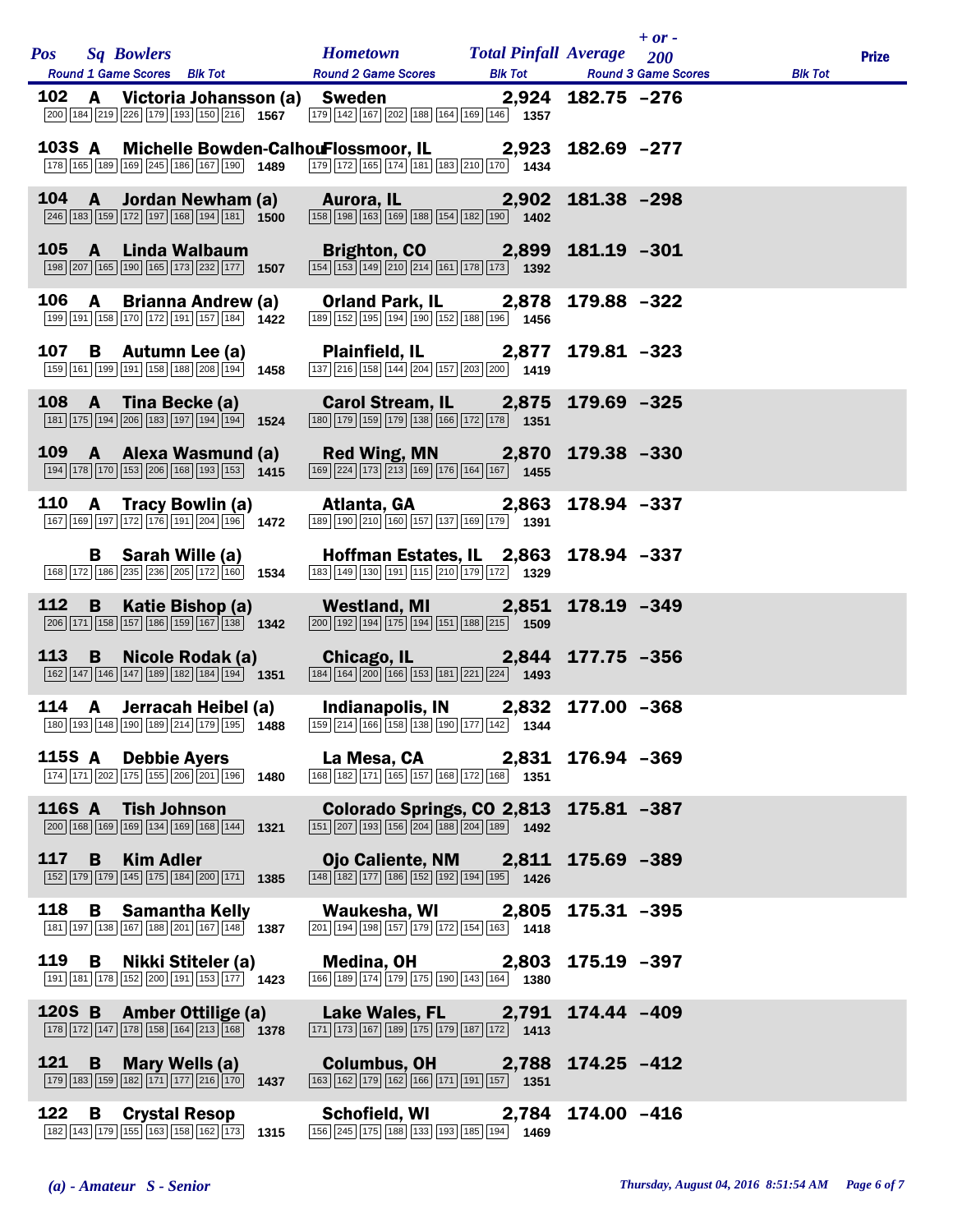| Pos | Sq | Bowlers | Hometown | Total Pinfall | Average | + or - 200 | Prize |
|---|---|---|---|---|---|---|---|
| Round 1 Game Scores | | Blk Tot | Round 2 Game Scores | Blk Tot | Round 3 Game Scores | Blk Tot | |
| 102 | A | Victoria Johansson (a) | Sweden | 2,924 | 182.75 | -276 | |
| 200 184 219 226 179 193 150 216 | | 1567 | 179 142 167 202 188 164 169 146 | 1357 | | | |
| 103S | A | Michelle Bowden-Calhoun | Flossmoor, IL | 2,923 | 182.69 | -277 | |
| 178 165 189 169 245 186 167 190 | | 1489 | 179 172 165 174 181 183 210 170 | 1434 | | | |
| 104 | A | Jordan Newham (a) | Aurora, IL | 2,902 | 181.38 | -298 | |
| 246 183 159 172 197 168 194 181 | | 1500 | 158 198 163 169 188 154 182 190 | 1402 | | | |
| 105 | A | Linda Walbaum | Brighton, CO | 2,899 | 181.19 | -301 | |
| 198 207 165 190 165 173 232 177 | | 1507 | 154 153 149 210 214 161 178 173 | 1392 | | | |
| 106 | A | Brianna Andrew (a) | Orland Park, IL | 2,878 | 179.88 | -322 | |
| 199 191 158 170 172 191 157 184 | | 1422 | 189 152 195 194 190 152 188 196 | 1456 | | | |
| 107 | B | Autumn Lee (a) | Plainfield, IL | 2,877 | 179.81 | -323 | |
| 159 161 199 191 158 188 208 194 | | 1458 | 137 216 158 144 204 157 203 200 | 1419 | | | |
| 108 | A | Tina Becke (a) | Carol Stream, IL | 2,875 | 179.69 | -325 | |
| 181 175 194 206 183 197 194 194 | | 1524 | 180 179 159 179 138 166 172 178 | 1351 | | | |
| 109 | A | Alexa Wasmund (a) | Red Wing, MN | 2,870 | 179.38 | -330 | |
| 194 178 170 153 206 168 193 153 | | 1415 | 169 224 173 213 169 176 164 167 | 1455 | | | |
| 110 | A | Tracy Bowlin (a) | Atlanta, GA | 2,863 | 178.94 | -337 | |
| 167 169 197 172 176 191 204 196 | | 1472 | 189 190 210 160 157 137 169 179 | 1391 | | | |
| | B | Sarah Wille (a) | Hoffman Estates, IL | 2,863 | 178.94 | -337 | |
| 168 172 186 235 236 205 172 160 | | 1534 | 183 149 130 191 115 210 179 172 | 1329 | | | |
| 112 | B | Katie Bishop (a) | Westland, MI | 2,851 | 178.19 | -349 | |
| 206 171 158 157 186 159 167 138 | | 1342 | 200 192 194 175 194 151 188 215 | 1509 | | | |
| 113 | B | Nicole Rodak (a) | Chicago, IL | 2,844 | 177.75 | -356 | |
| 162 147 146 147 189 182 184 194 | | 1351 | 184 164 200 166 153 181 221 224 | 1493 | | | |
| 114 | A | Jerracah Heibel (a) | Indianapolis, IN | 2,832 | 177.00 | -368 | |
| 180 193 148 190 189 214 179 195 | | 1488 | 159 214 166 158 138 190 177 142 | 1344 | | | |
| 115S | A | Debbie Ayers | La Mesa, CA | 2,831 | 176.94 | -369 | |
| 174 171 202 175 155 206 201 196 | | 1480 | 168 182 171 165 157 168 172 168 | 1351 | | | |
| 116S | A | Tish Johnson | Colorado Springs, CO | 2,813 | 175.81 | -387 | |
| 200 168 169 169 134 169 168 144 | | 1321 | 151 207 193 156 204 188 204 189 | 1492 | | | |
| 117 | B | Kim Adler | Ojo Caliente, NM | 2,811 | 175.69 | -389 | |
| 152 179 179 145 175 184 200 171 | | 1385 | 148 182 177 186 152 192 194 195 | 1426 | | | |
| 118 | B | Samantha Kelly | Waukesha, WI | 2,805 | 175.31 | -395 | |
| 181 197 138 167 188 201 167 148 | | 1387 | 201 194 198 157 179 172 154 163 | 1418 | | | |
| 119 | B | Nikki Stiteler (a) | Medina, OH | 2,803 | 175.19 | -397 | |
| 191 181 178 152 200 191 153 177 | | 1423 | 166 189 174 179 175 190 143 164 | 1380 | | | |
| 120S | B | Amber Ottilige (a) | Lake Wales, FL | 2,791 | 174.44 | -409 | |
| 178 172 147 178 158 164 213 168 | | 1378 | 171 173 167 189 175 179 187 172 | 1413 | | | |
| 121 | B | Mary Wells (a) | Columbus, OH | 2,788 | 174.25 | -412 | |
| 179 183 159 182 171 177 216 170 | | 1437 | 163 162 179 162 166 171 191 157 | 1351 | | | |
| 122 | B | Crystal Resop | Schofield, WI | 2,784 | 174.00 | -416 | |
| 182 143 179 155 163 158 162 173 | | 1315 | 156 245 175 188 133 193 185 194 | 1469 | | | |

*(a) - Amateur S - Senior*

*Thursday, August 04, 2016 8:51:54 AM*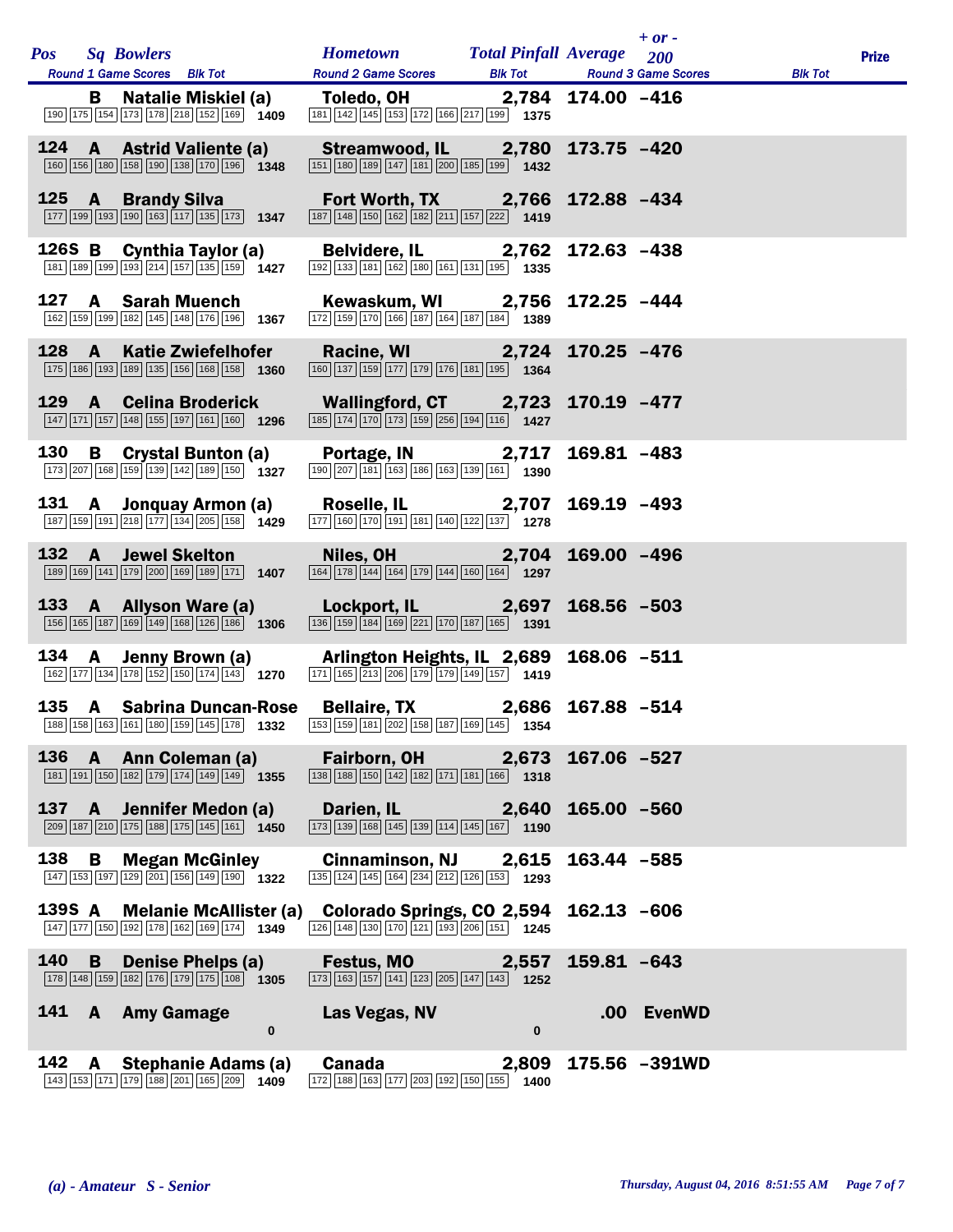| Pos | Sq | Bowlers | Hometown | Total Pinfall | Average | + or - 200 | Prize |
|---|---|---|---|---|---|---|---|
| Round 1 Game Scores | | Blk Tot | Round 2 Game Scores | Blk Tot | | Round 3 Game Scores | Blk Tot |
| | B | Natalie Miskiel (a) | Toledo, OH | 2,784 | 174.00 | -416 | |
| 190 175 154 173 178 218 152 169 | | 1409 | 181 142 145 153 172 166 217 199 | 1375 | | | |
| 124 | A | Astrid Valiente (a) | Streamwood, IL | 2,780 | 173.75 | -420 | |
| 160 156 180 158 190 138 170 196 | | 1348 | 151 180 189 147 181 200 185 199 | 1432 | | | |
| 125 | A | Brandy Silva | Fort Worth, TX | 2,766 | 172.88 | -434 | |
| 177 199 193 190 163 117 135 173 | | 1347 | 187 148 150 162 182 211 157 222 | 1419 | | | |
| 126S | B | Cynthia Taylor (a) | Belvidere, IL | 2,762 | 172.63 | -438 | |
| 181 189 199 193 214 157 135 159 | | 1427 | 192 133 181 162 180 161 131 195 | 1335 | | | |
| 127 | A | Sarah Muench | Kewaskum, WI | 2,756 | 172.25 | -444 | |
| 162 159 199 182 145 148 176 196 | | 1367 | 172 159 170 166 187 164 187 184 | 1389 | | | |
| 128 | A | Katie Zwiefelhofer | Racine, WI | 2,724 | 170.25 | -476 | |
| 175 186 193 189 135 156 168 158 | | 1360 | 160 137 159 177 179 176 181 195 | 1364 | | | |
| 129 | A | Celina Broderick | Wallingford, CT | 2,723 | 170.19 | -477 | |
| 147 171 157 148 155 197 161 160 | | 1296 | 185 174 170 173 159 256 194 116 | 1427 | | | |
| 130 | B | Crystal Bunton (a) | Portage, IN | 2,717 | 169.81 | -483 | |
| 173 207 168 159 139 142 189 150 | | 1327 | 190 207 181 163 186 163 139 161 | 1390 | | | |
| 131 | A | Jonquay Armon (a) | Roselle, IL | 2,707 | 169.19 | -493 | |
| 187 159 191 218 177 134 205 158 | | 1429 | 177 160 170 191 181 140 122 137 | 1278 | | | |
| 132 | A | Jewel Skelton | Niles, OH | 2,704 | 169.00 | -496 | |
| 189 169 141 179 200 169 189 171 | | 1407 | 164 178 144 164 179 144 160 164 | 1297 | | | |
| 133 | A | Allyson Ware (a) | Lockport, IL | 2,697 | 168.56 | -503 | |
| 156 165 187 169 149 168 126 186 | | 1306 | 136 159 184 169 221 170 187 165 | 1391 | | | |
| 134 | A | Jenny Brown (a) | Arlington Heights, IL | 2,689 | 168.06 | -511 | |
| 162 177 134 178 152 150 174 143 | | 1270 | 171 165 213 206 179 179 149 157 | 1419 | | | |
| 135 | A | Sabrina Duncan-Rose | Bellaire, TX | 2,686 | 167.88 | -514 | |
| 188 158 163 161 180 159 145 178 | | 1332 | 153 159 181 202 158 187 169 145 | 1354 | | | |
| 136 | A | Ann Coleman (a) | Fairborn, OH | 2,673 | 167.06 | -527 | |
| 181 191 150 182 179 174 149 149 | | 1355 | 138 188 150 142 182 171 181 166 | 1318 | | | |
| 137 | A | Jennifer Medon (a) | Darien, IL | 2,640 | 165.00 | -560 | |
| 209 187 210 175 188 175 145 161 | | 1450 | 173 139 168 145 139 114 145 167 | 1190 | | | |
| 138 | B | Megan McGinley | Cinnaminson, NJ | 2,615 | 163.44 | -585 | |
| 147 153 197 129 201 156 149 190 | | 1322 | 135 124 145 164 234 212 126 153 | 1293 | | | |
| 139S | A | Melanie McAllister (a) | Colorado Springs, CO | 2,594 | 162.13 | -606 | |
| 147 177 150 192 178 162 169 174 | | 1349 | 126 148 130 170 121 193 206 151 | 1245 | | | |
| 140 | B | Denise Phelps (a) | Festus, MO | 2,557 | 159.81 | -643 | |
| 178 148 159 182 176 179 175 108 | | 1305 | 173 163 157 141 123 205 147 143 | 1252 | | | |
| 141 | A | Amy Gamage | Las Vegas, NV | | .00 | EvenWD | |
| | | 0 | | 0 | | | |
| 142 | A | Stephanie Adams (a) | Canada | 2,809 | 175.56 | -391WD | |
| 143 153 171 179 188 201 165 209 | | 1409 | 172 188 163 177 203 192 150 155 | 1400 | | | |

*(a) - Amateur S - Senior*

Thursday, August 04, 2016 8:51:55 AM